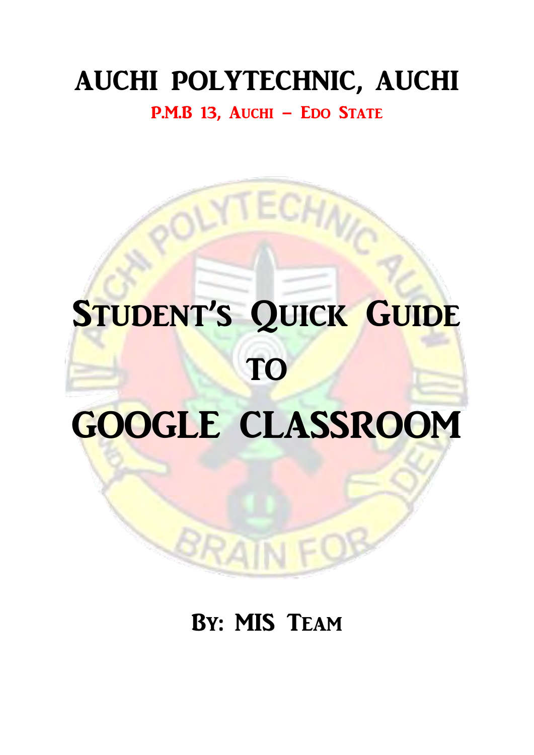# AUCHI POLYTECHNIC, AUCHI

**P.M.B 13, Auchi – Edo State**

# Student's Quick Guide to GOOGLE CLASSROOM

**By: MIS Team**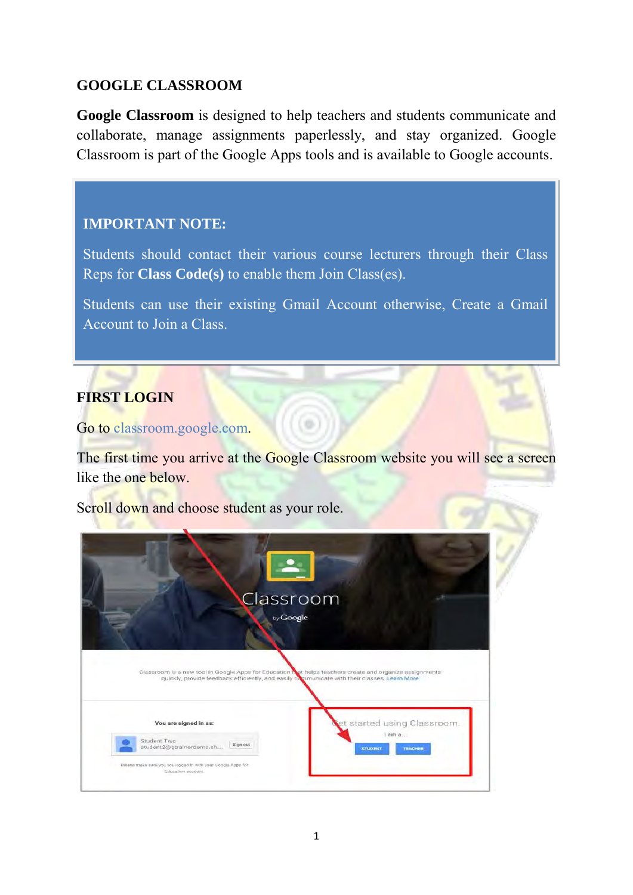## GOOGLE CLASSROOM

**Google Classroom** is designed to help teachers and students communicate and collaborate, manage assignments paperlessly, and stay organized. Google Classroom is part of the Google Apps tools and is available to Google accounts.

> **IMPORTANT NOTE:**
>
> Students should contact their various course lecturers through their Class Reps for **Class Code(s)** to enable them Join Class(es).
>
> Students can use their existing Gmail Account otherwise, Create a Gmail Account to Join a Class.

## FIRST LOGIN

Go to classroom.google.com.

The first time you arrive at the Google Classroom website you will see a screen like the one below.

Scroll down and choose student as your role.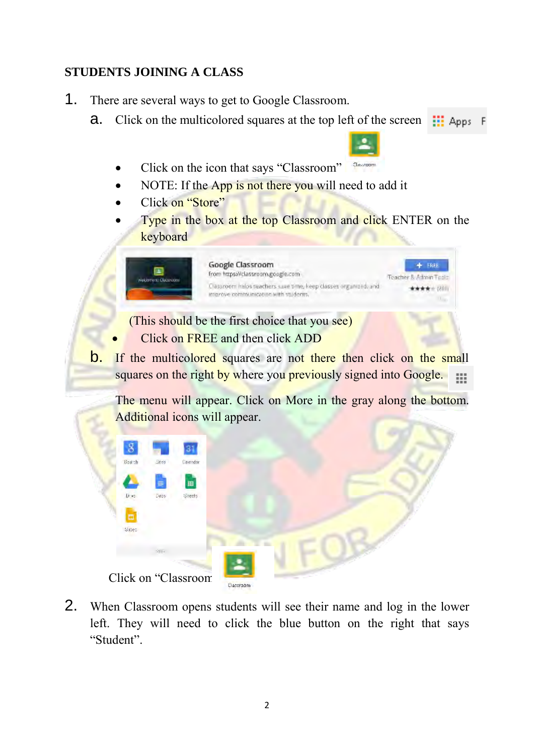**STUDENTS JOINING A CLASS**

1. There are several ways to get to Google Classroom.

   a. Click on the multicolored squares at the top left of the screen

      - Click on the icon that says "Classroom"
      - NOTE: If the App is not there you will need to add it
      - Click on "Store"
      - Type in the box at the top Classroom and click ENTER on the keyboard

      (This should be the first choice that you see)

      - Click on FREE and then click ADD

   b. If the multicolored squares are not there then click on the small squares on the right by where you previously signed into Google.

      The menu will appear. Click on More in the gray along the bottom. Additional icons will appear.

      Click on "Classroom"

2. When Classroom opens students will see their name and log in the lower left. They will need to click the blue button on the right that says "Student".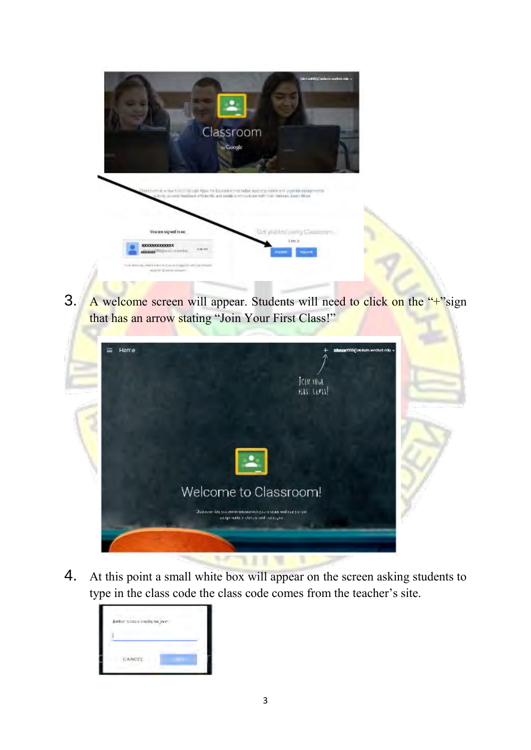3. A welcome screen will appear. Students will need to click on the "+"sign that has an arrow stating "Join Your First Class!"

4. At this point a small white box will appear on the screen asking students to type in the class code the class code comes from the teacher's site.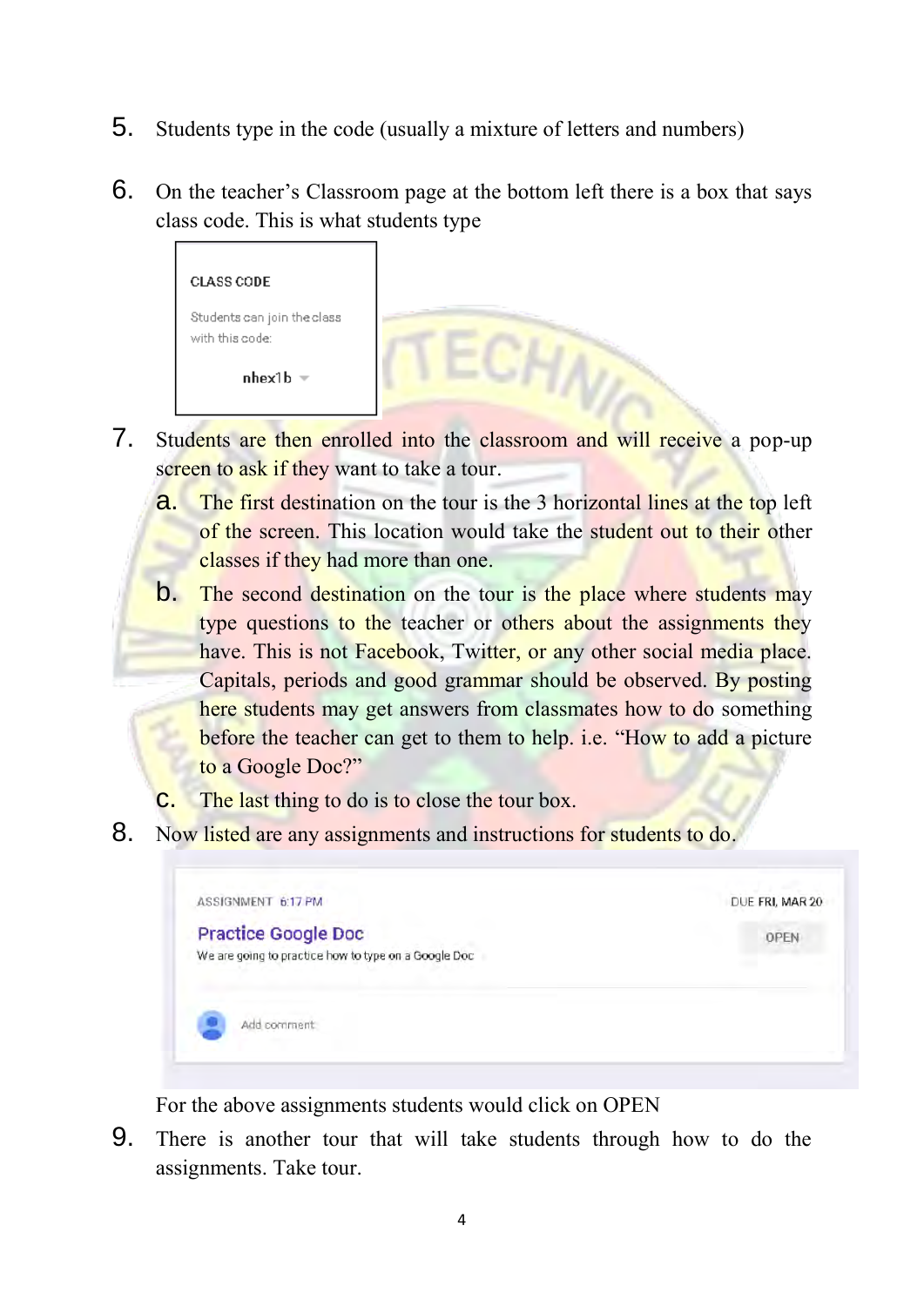5. Students type in the code (usually a mixture of letters and numbers)

6. On the teacher's Classroom page at the bottom left there is a box that says class code. This is what students type

   CLASS CODE

   Students can join the class with this code:

   nhex1b

7. Students are then enrolled into the classroom and will receive a pop-up screen to ask if they want to take a tour.

   a. The first destination on the tour is the 3 horizontal lines at the top left of the screen. This location would take the student out to their other classes if they had more than one.

   b. The second destination on the tour is the place where students may type questions to the teacher or others about the assignments they have. This is not Facebook, Twitter, or any other social media place. Capitals, periods and good grammar should be observed. By posting here students may get answers from classmates how to do something before the teacher can get to them to help. i.e. "How to add a picture to a Google Doc?"

   c. The last thing to do is to close the tour box.

8. Now listed are any assignments and instructions for students to do.

   ASSIGNMENT 6:17 PM — DUE FRI, MAR 20

   **Practice Google Doc**

   We are going to practice how to type on a Google Doc

   OPEN

   Add comment

   For the above assignments students would click on OPEN

9. There is another tour that will take students through how to do the assignments. Take tour.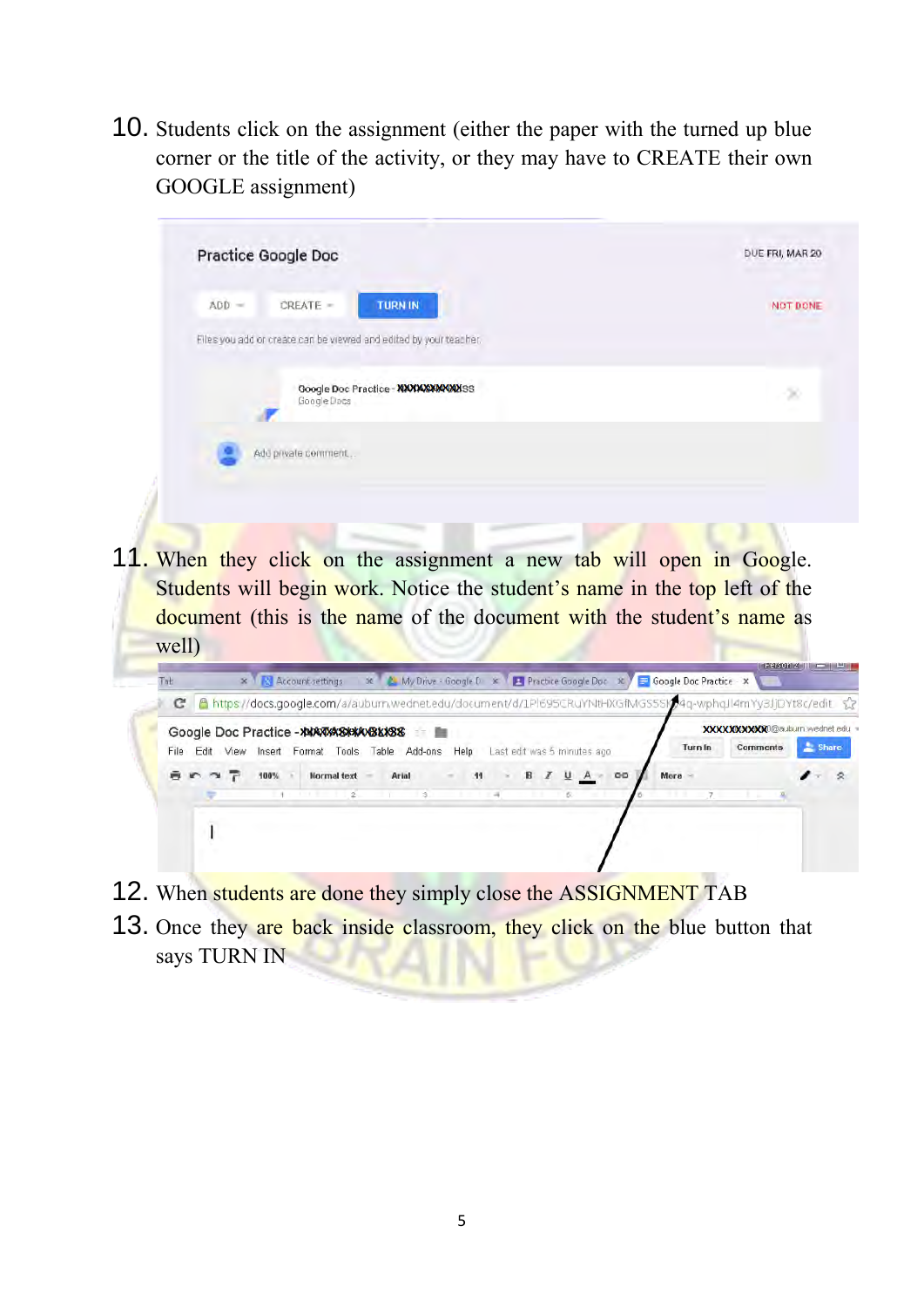10. Students click on the assignment (either the paper with the turned up blue corner or the title of the activity, or they may have to CREATE their own GOOGLE assignment)

11. When they click on the assignment a new tab will open in Google. Students will begin work. Notice the student's name in the top left of the document (this is the name of the document with the student's name as well)

12. When students are done they simply close the ASSIGNMENT TAB

13. Once they are back inside classroom, they click on the blue button that says TURN IN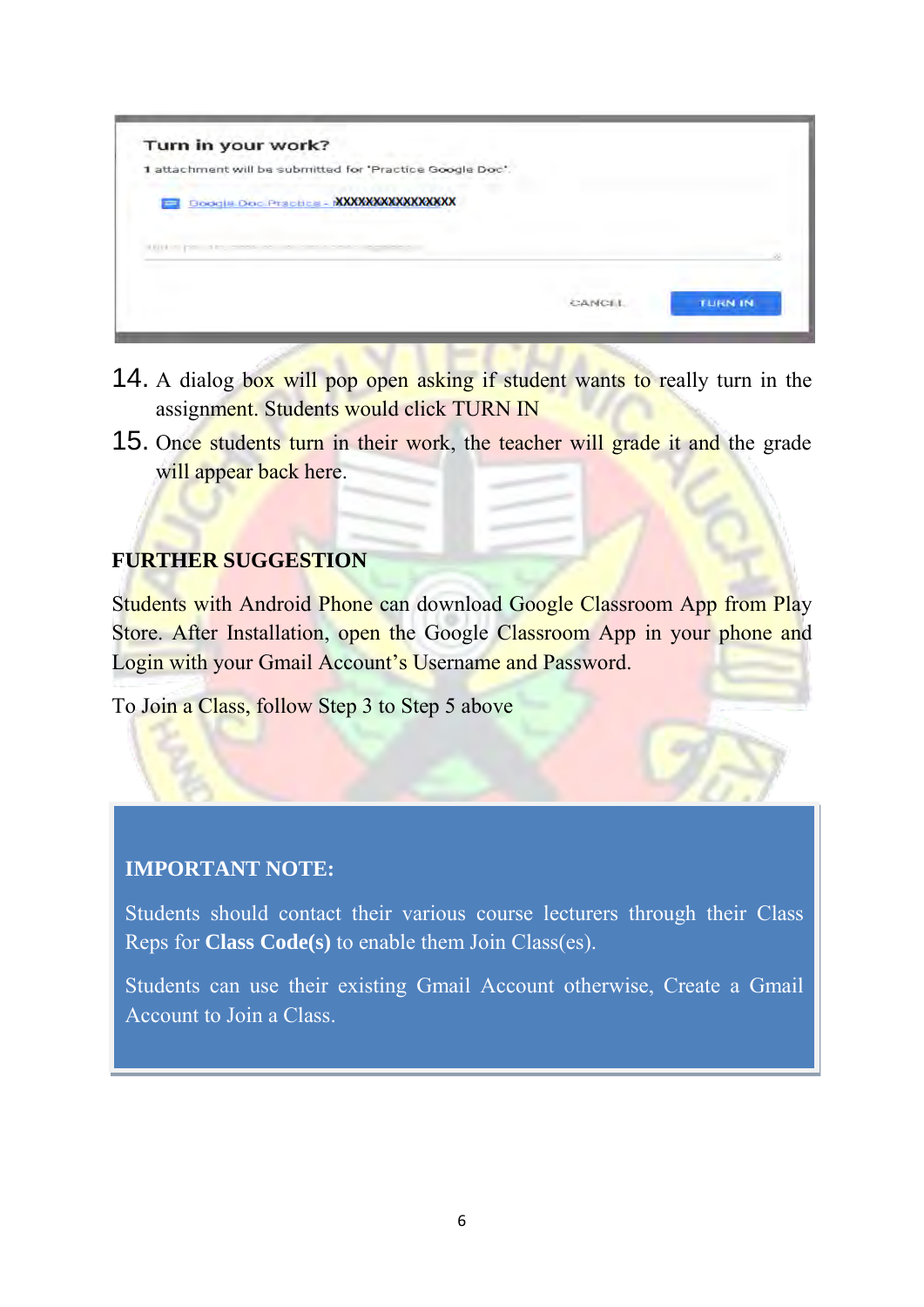14. A dialog box will pop open asking if student wants to really turn in the assignment. Students would click TURN IN

15. Once students turn in their work, the teacher will grade it and the grade will appear back here.

**FURTHER SUGGESTION**

Students with Android Phone can download Google Classroom App from Play Store. After Installation, open the Google Classroom App in your phone and Login with your Gmail Account's Username and Password.

To Join a Class, follow Step 3 to Step 5 above

**IMPORTANT NOTE:**

Students should contact their various course lecturers through their Class Reps for **Class Code(s)** to enable them Join Class(es).

Students can use their existing Gmail Account otherwise, Create a Gmail Account to Join a Class.